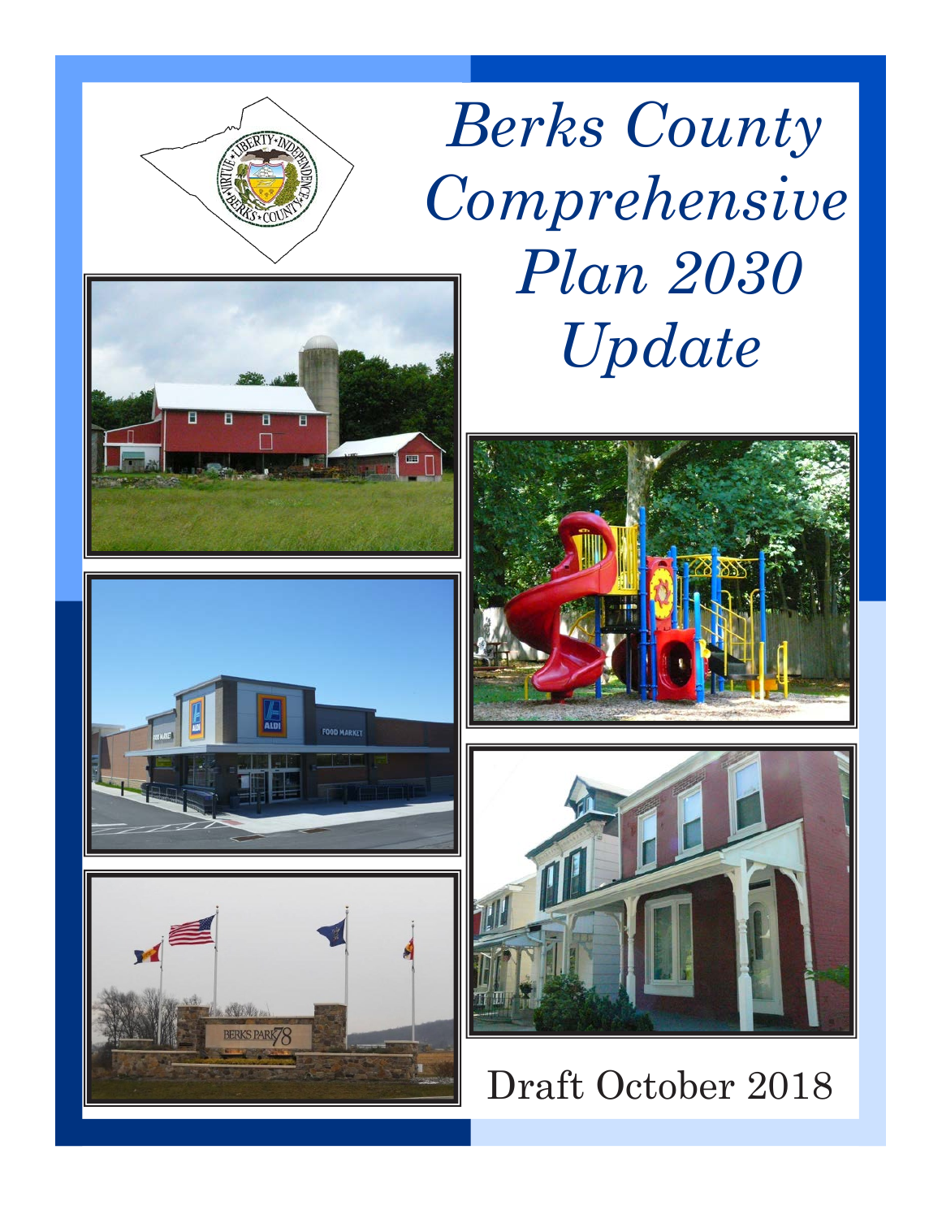# Berks County Comprehensive Plan 2030 Update

Draft October 2018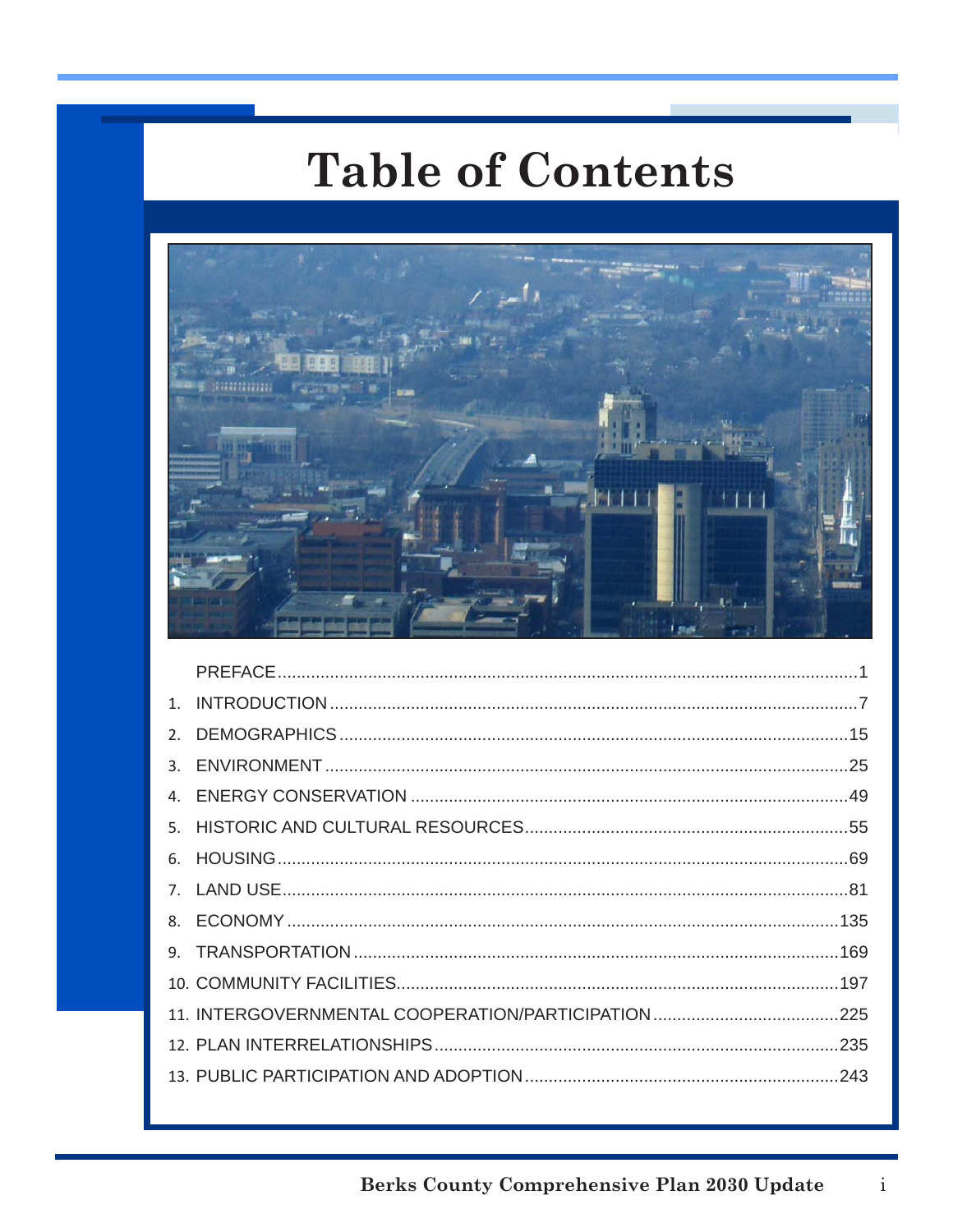# Table of Contents

| | | |
|---|---|---|
| | PREFACE | 1 |
| 1. | INTRODUCTION | 7 |
| 2. | DEMOGRAPHICS | 15 |
| 3. | ENVIRONMENT | 25 |
| 4. | ENERGY CONSERVATION | 49 |
| 5. | HISTORIC AND CULTURAL RESOURCES | 55 |
| 6. | HOUSING | 69 |
| 7. | LAND USE | 81 |
| 8. | ECONOMY | 135 |
| 9. | TRANSPORTATION | 169 |
| 10. | COMMUNITY FACILITIES | 197 |
| 11. | INTERGOVERNMENTAL COOPERATION/PARTICIPATION | 225 |
| 12. | PLAN INTERRELATIONSHIPS | 235 |
| 13. | PUBLIC PARTICIPATION AND ADOPTION | 243 |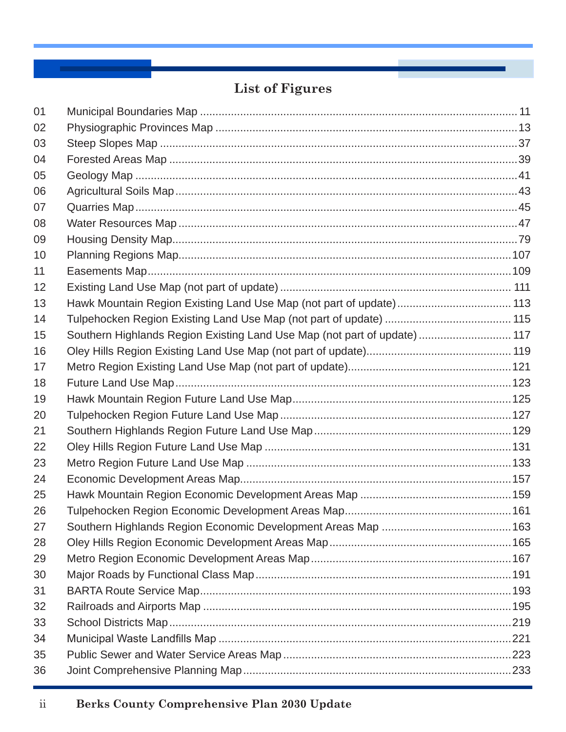# List of Figures

| | | |
|---|---|---|
| 01 | Municipal Boundaries Map | 11 |
| 02 | Physiographic Provinces Map | 13 |
| 03 | Steep Slopes Map | 37 |
| 04 | Forested Areas Map | 39 |
| 05 | Geology Map | 41 |
| 06 | Agricultural Soils Map | 43 |
| 07 | Quarries Map | 45 |
| 08 | Water Resources Map | 47 |
| 09 | Housing Density Map | 79 |
| 10 | Planning Regions Map | 107 |
| 11 | Easements Map | 109 |
| 12 | Existing Land Use Map (not part of update) | 111 |
| 13 | Hawk Mountain Region Existing Land Use Map (not part of update) | 113 |
| 14 | Tulpehocken Region Existing Land Use Map (not part of update) | 115 |
| 15 | Southern Highlands Region Existing Land Use Map (not part of update) | 117 |
| 16 | Oley Hills Region Existing Land Use Map (not part of update) | 119 |
| 17 | Metro Region Existing Land Use Map (not part of update) | 121 |
| 18 | Future Land Use Map | 123 |
| 19 | Hawk Mountain Region Future Land Use Map | 125 |
| 20 | Tulpehocken Region Future Land Use Map | 127 |
| 21 | Southern Highlands Region Future Land Use Map | 129 |
| 22 | Oley Hills Region Future Land Use Map | 131 |
| 23 | Metro Region Future Land Use Map | 133 |
| 24 | Economic Development Areas Map | 157 |
| 25 | Hawk Mountain Region Economic Development Areas Map | 159 |
| 26 | Tulpehocken Region Economic Development Areas Map | 161 |
| 27 | Southern Highlands Region Economic Development Areas Map | 163 |
| 28 | Oley Hills Region Economic Development Areas Map | 165 |
| 29 | Metro Region Economic Development Areas Map | 167 |
| 30 | Major Roads by Functional Class Map | 191 |
| 31 | BARTA Route Service Map | 193 |
| 32 | Railroads and Airports Map | 195 |
| 33 | School Districts Map | 219 |
| 34 | Municipal Waste Landfills Map | 221 |
| 35 | Public Sewer and Water Service Areas Map | 223 |
| 36 | Joint Comprehensive Planning Map | 233 |